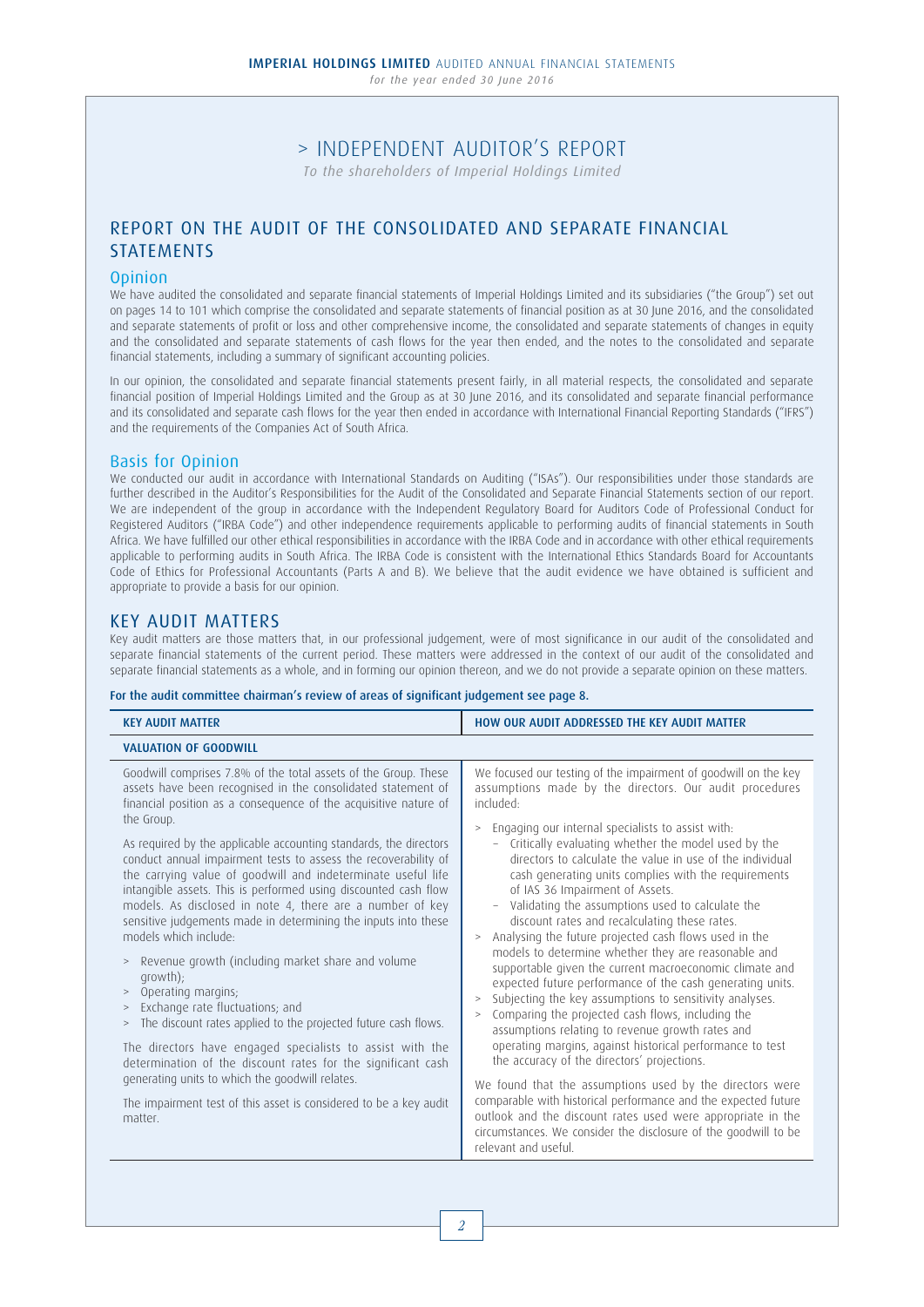# > INDEPENDENT AUDITOR'S REPORT

*To the shareholders of Imperial Holdings Limited*

## REPORT ON THE AUDIT OF THE CONSOLIDATED AND SEPARATE FINANCIAL STATEMENTS

### Opinion

We have audited the consolidated and separate financial statements of Imperial Holdings Limited and its subsidiaries ("the Group") set out on pages 14 to 101 which comprise the consolidated and separate statements of financial position as at 30 June 2016, and the consolidated and separate statements of profit or loss and other comprehensive income, the consolidated and separate statements of changes in equity and the consolidated and separate statements of cash flows for the year then ended, and the notes to the consolidated and separate financial statements, including a summary of significant accounting policies.

In our opinion, the consolidated and separate financial statements present fairly, in all material respects, the consolidated and separate financial position of Imperial Holdings Limited and the Group as at 30 June 2016, and its consolidated and separate financial performance and its consolidated and separate cash flows for the year then ended in accordance with International Financial Reporting Standards ("IFRS") and the requirements of the Companies Act of South Africa.

### Basis for Opinion

We conducted our audit in accordance with International Standards on Auditing ("ISAs"). Our responsibilities under those standards are further described in the Auditor's Responsibilities for the Audit of the Consolidated and Separate Financial Statements section of our report. We are independent of the group in accordance with the Independent Regulatory Board for Auditors Code of Professional Conduct for Registered Auditors ("IRBA Code") and other independence requirements applicable to performing audits of financial statements in South Africa. We have fulfilled our other ethical responsibilities in accordance with the IRBA Code and in accordance with other ethical requirements applicable to performing audits in South Africa. The IRBA Code is consistent with the International Ethics Standards Board for Accountants Code of Ethics for Professional Accountants (Parts A and B). We believe that the audit evidence we have obtained is sufficient and appropriate to provide a basis for our opinion.

## KEY AUDIT MATTERS

Key audit matters are those matters that, in our professional judgement, were of most significance in our audit of the consolidated and separate financial statements of the current period. These matters were addressed in the context of our audit of the consolidated and separate financial statements as a whole, and in forming our opinion thereon, and we do not provide a separate opinion on these matters.

**For the audit committee chairman's review of areas of significant judgement see page 8.**

| KEY AUDIT MATTER | HOW OUR AUDIT ADDRESSED THE KEY AUDIT MATTER |
|---|---|
| **VALUATION OF GOODWILL** | |
| Goodwill comprises 7.8% of the total assets of the Group. These assets have been recognised in the consolidated statement of financial position as a consequence of the acquisitive nature of the Group.<br><br>As required by the applicable accounting standards, the directors conduct annual impairment tests to assess the recoverability of the carrying value of goodwill and indeterminate useful life intangible assets. This is performed using discounted cash flow models. As disclosed in note 4, there are a number of key sensitive judgements made in determining the inputs into these models which include:<br><br>> Revenue growth (including market share and volume growth);<br>> Operating margins;<br>> Exchange rate fluctuations; and<br>> The discount rates applied to the projected future cash flows.<br><br>The directors have engaged specialists to assist with the determination of the discount rates for the significant cash generating units to which the goodwill relates.<br><br>The impairment test of this asset is considered to be a key audit matter. | We focused our testing of the impairment of goodwill on the key assumptions made by the directors. Our audit procedures included:<br><br>> Engaging our internal specialists to assist with:<br>– Critically evaluating whether the model used by the directors to calculate the value in use of the individual cash generating units complies with the requirements of IAS 36 Impairment of Assets.<br>– Validating the assumptions used to calculate the discount rates and recalculating these rates.<br>> Analysing the future projected cash flows used in the models to determine whether they are reasonable and supportable given the current macroeconomic climate and expected future performance of the cash generating units.<br>> Subjecting the key assumptions to sensitivity analyses.<br>> Comparing the projected cash flows, including the assumptions relating to revenue growth rates and operating margins, against historical performance to test the accuracy of the directors' projections.<br><br>We found that the assumptions used by the directors were comparable with historical performance and the expected future outlook and the discount rates used were appropriate in the circumstances. We consider the disclosure of the goodwill to be relevant and useful. |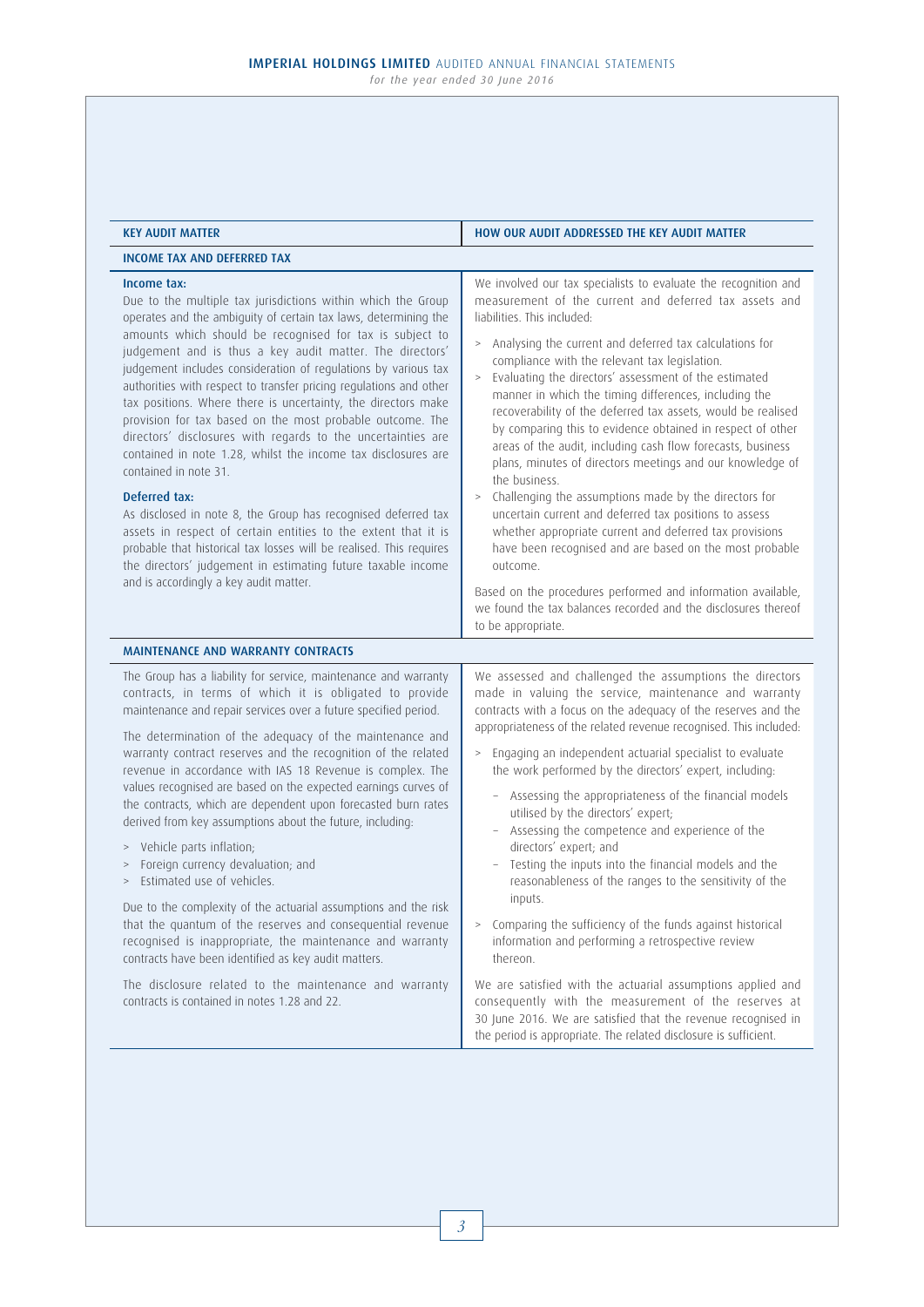| KEY AUDIT MATTER | HOW OUR AUDIT ADDRESSED THE KEY AUDIT MATTER |
|---|---|
| **INCOME TAX AND DEFERRED TAX** | |
| **Income tax:**<br>Due to the multiple tax jurisdictions within which the Group operates and the ambiguity of certain tax laws, determining the amounts which should be recognised for tax is subject to judgement and is thus a key audit matter. The directors' judgement includes consideration of regulations by various tax authorities with respect to transfer pricing regulations and other tax positions. Where there is uncertainty, the directors make provision for tax based on the most probable outcome. The directors' disclosures with regards to the uncertainties are contained in note 1.28, whilst the income tax disclosures are contained in note 31.<br><br>**Deferred tax:**<br>As disclosed in note 8, the Group has recognised deferred tax assets in respect of certain entities to the extent that it is probable that historical tax losses will be realised. This requires the directors' judgement in estimating future taxable income and is accordingly a key audit matter. | We involved our tax specialists to evaluate the recognition and measurement of the current and deferred tax assets and liabilities. This included:<br><br>> Analysing the current and deferred tax calculations for compliance with the relevant tax legislation.<br>> Evaluating the directors' assessment of the estimated manner in which the timing differences, including the recoverability of the deferred tax assets, would be realised by comparing this to evidence obtained in respect of other areas of the audit, including cash flow forecasts, business plans, minutes of directors meetings and our knowledge of the business.<br>> Challenging the assumptions made by the directors for uncertain current and deferred tax positions to assess whether appropriate current and deferred tax provisions have been recognised and are based on the most probable outcome.<br><br>Based on the procedures performed and information available, we found the tax balances recorded and the disclosures thereof to be appropriate. |
| **MAINTENANCE AND WARRANTY CONTRACTS** | |
| The Group has a liability for service, maintenance and warranty contracts, in terms of which it is obligated to provide maintenance and repair services over a future specified period.<br><br>The determination of the adequacy of the maintenance and warranty contract reserves and the recognition of the related revenue in accordance with IAS 18 Revenue is complex. The values recognised are based on the expected earnings curves of the contracts, which are dependent upon forecasted burn rates derived from key assumptions about the future, including:<br><br>> Vehicle parts inflation;<br>> Foreign currency devaluation; and<br>> Estimated use of vehicles.<br><br>Due to the complexity of the actuarial assumptions and the risk that the quantum of the reserves and consequential revenue recognised is inappropriate, the maintenance and warranty contracts have been identified as key audit matters.<br><br>The disclosure related to the maintenance and warranty contracts is contained in notes 1.28 and 22. | We assessed and challenged the assumptions the directors made in valuing the service, maintenance and warranty contracts with a focus on the adequacy of the reserves and the appropriateness of the related revenue recognised. This included:<br><br>> Engaging an independent actuarial specialist to evaluate the work performed by the directors' expert, including:<br>– Assessing the appropriateness of the financial models utilised by the directors' expert;<br>– Assessing the competence and experience of the directors' expert; and<br>– Testing the inputs into the financial models and the reasonableness of the ranges to the sensitivity of the inputs.<br><br>> Comparing the sufficiency of the funds against historical information and performing a retrospective review thereon.<br><br>We are satisfied with the actuarial assumptions applied and consequently with the measurement of the reserves at 30 June 2016. We are satisfied that the revenue recognised in the period is appropriate. The related disclosure is sufficient. |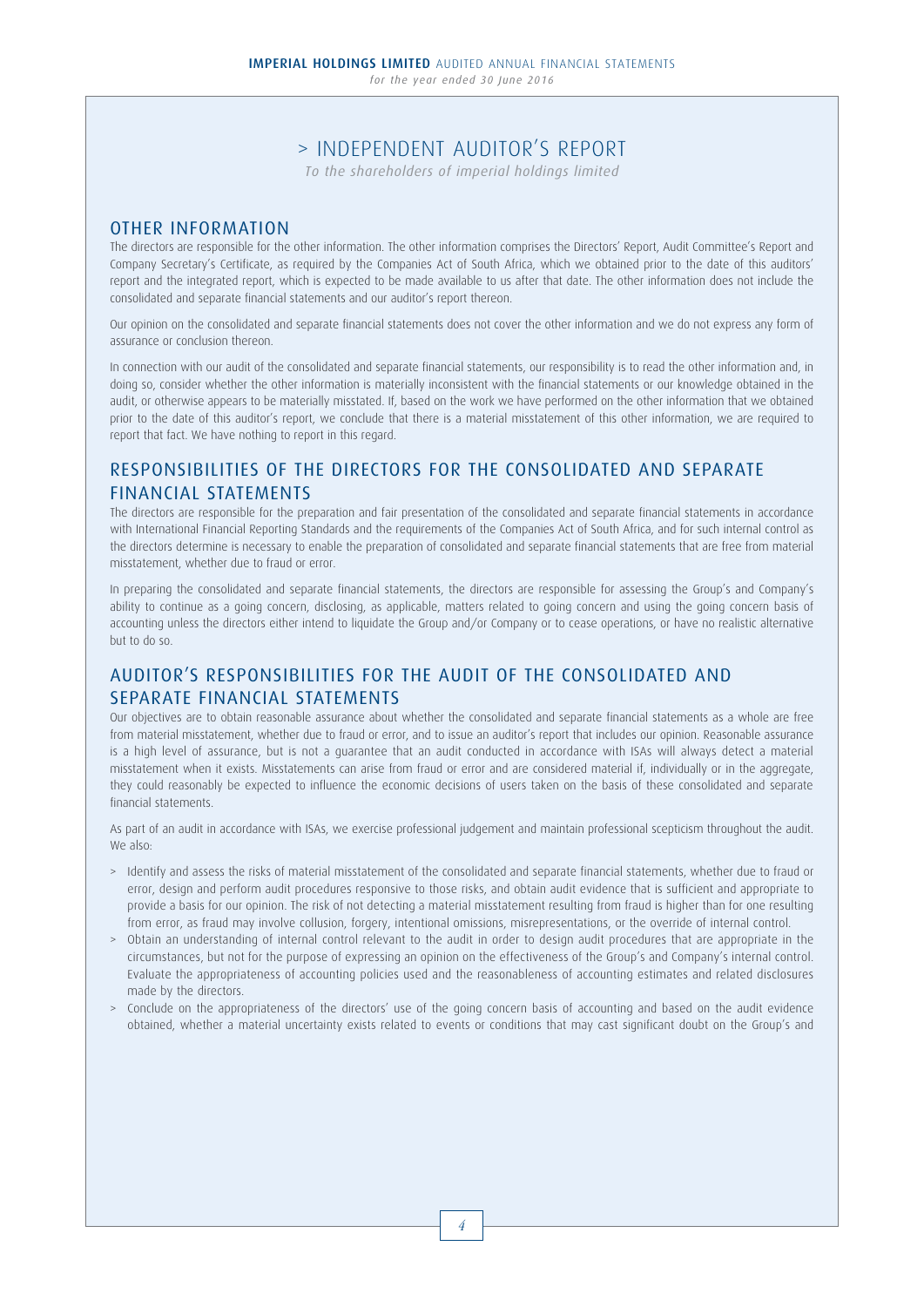# > INDEPENDENT AUDITOR'S REPORT

*To the shareholders of imperial holdings limited*

## OTHER INFORMATION

The directors are responsible for the other information. The other information comprises the Directors' Report, Audit Committee's Report and Company Secretary's Certificate, as required by the Companies Act of South Africa, which we obtained prior to the date of this auditors' report and the integrated report, which is expected to be made available to us after that date. The other information does not include the consolidated and separate financial statements and our auditor's report thereon.

Our opinion on the consolidated and separate financial statements does not cover the other information and we do not express any form of assurance or conclusion thereon.

In connection with our audit of the consolidated and separate financial statements, our responsibility is to read the other information and, in doing so, consider whether the other information is materially inconsistent with the financial statements or our knowledge obtained in the audit, or otherwise appears to be materially misstated. If, based on the work we have performed on the other information that we obtained prior to the date of this auditor's report, we conclude that there is a material misstatement of this other information, we are required to report that fact. We have nothing to report in this regard.

## RESPONSIBILITIES OF THE DIRECTORS FOR THE CONSOLIDATED AND SEPARATE FINANCIAL STATEMENTS

The directors are responsible for the preparation and fair presentation of the consolidated and separate financial statements in accordance with International Financial Reporting Standards and the requirements of the Companies Act of South Africa, and for such internal control as the directors determine is necessary to enable the preparation of consolidated and separate financial statements that are free from material misstatement, whether due to fraud or error.

In preparing the consolidated and separate financial statements, the directors are responsible for assessing the Group's and Company's ability to continue as a going concern, disclosing, as applicable, matters related to going concern and using the going concern basis of accounting unless the directors either intend to liquidate the Group and/or Company or to cease operations, or have no realistic alternative but to do so.

## AUDITOR'S RESPONSIBILITIES FOR THE AUDIT OF THE CONSOLIDATED AND SEPARATE FINANCIAL STATEMENTS

Our objectives are to obtain reasonable assurance about whether the consolidated and separate financial statements as a whole are free from material misstatement, whether due to fraud or error, and to issue an auditor's report that includes our opinion. Reasonable assurance is a high level of assurance, but is not a guarantee that an audit conducted in accordance with ISAs will always detect a material misstatement when it exists. Misstatements can arise from fraud or error and are considered material if, individually or in the aggregate, they could reasonably be expected to influence the economic decisions of users taken on the basis of these consolidated and separate financial statements.

As part of an audit in accordance with ISAs, we exercise professional judgement and maintain professional scepticism throughout the audit. We also:

- Identify and assess the risks of material misstatement of the consolidated and separate financial statements, whether due to fraud or error, design and perform audit procedures responsive to those risks, and obtain audit evidence that is sufficient and appropriate to provide a basis for our opinion. The risk of not detecting a material misstatement resulting from fraud is higher than for one resulting from error, as fraud may involve collusion, forgery, intentional omissions, misrepresentations, or the override of internal control.
- Obtain an understanding of internal control relevant to the audit in order to design audit procedures that are appropriate in the circumstances, but not for the purpose of expressing an opinion on the effectiveness of the Group's and Company's internal control. Evaluate the appropriateness of accounting policies used and the reasonableness of accounting estimates and related disclosures made by the directors.
- Conclude on the appropriateness of the directors' use of the going concern basis of accounting and based on the audit evidence obtained, whether a material uncertainty exists related to events or conditions that may cast significant doubt on the Group's and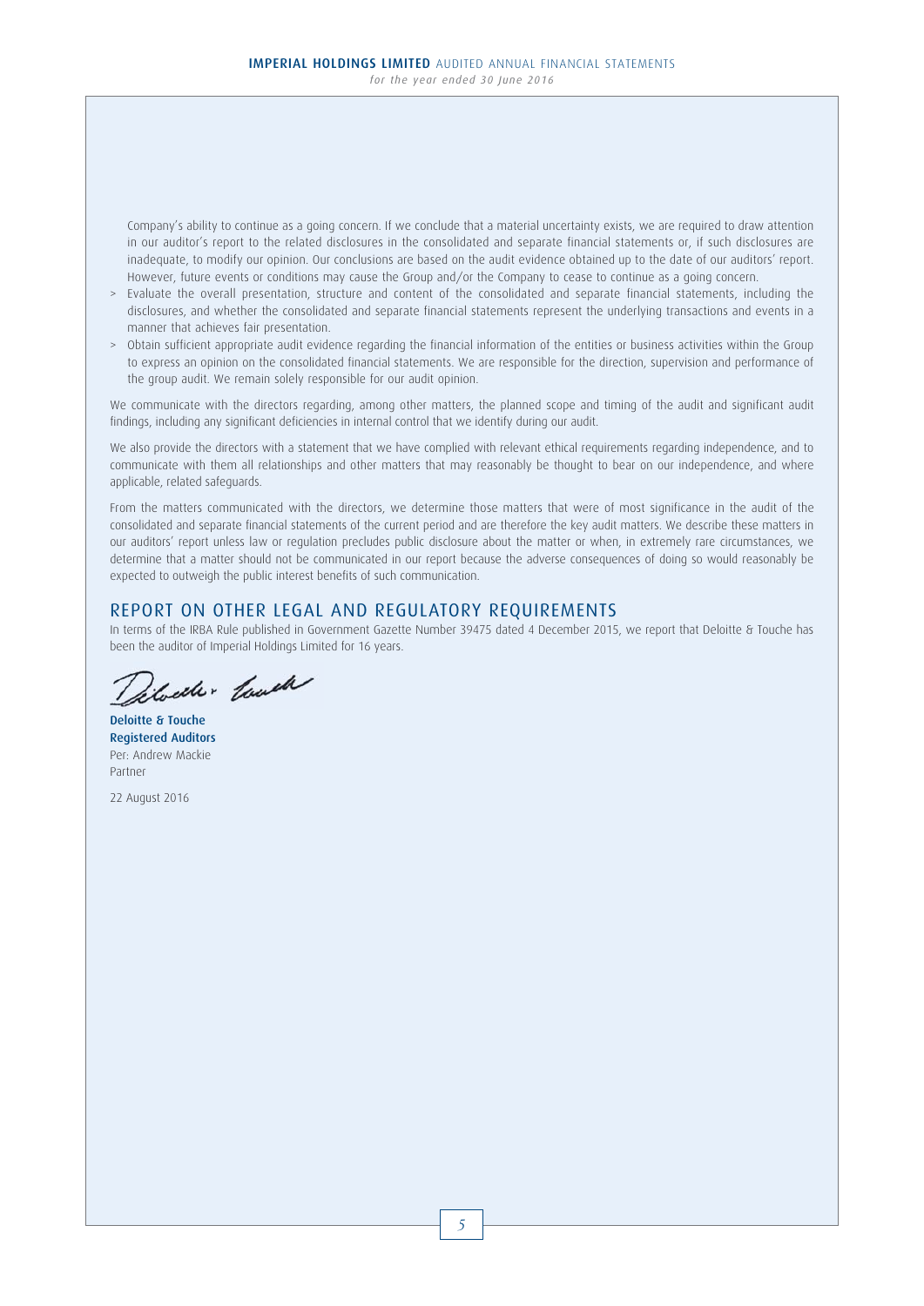Company's ability to continue as a going concern. If we conclude that a material uncertainty exists, we are required to draw attention in our auditor's report to the related disclosures in the consolidated and separate financial statements or, if such disclosures are inadequate, to modify our opinion. Our conclusions are based on the audit evidence obtained up to the date of our auditors' report. However, future events or conditions may cause the Group and/or the Company to cease to continue as a going concern.

> Evaluate the overall presentation, structure and content of the consolidated and separate financial statements, including the disclosures, and whether the consolidated and separate financial statements represent the underlying transactions and events in a manner that achieves fair presentation.

> Obtain sufficient appropriate audit evidence regarding the financial information of the entities or business activities within the Group to express an opinion on the consolidated financial statements. We are responsible for the direction, supervision and performance of the group audit. We remain solely responsible for our audit opinion.

We communicate with the directors regarding, among other matters, the planned scope and timing of the audit and significant audit findings, including any significant deficiencies in internal control that we identify during our audit.

We also provide the directors with a statement that we have complied with relevant ethical requirements regarding independence, and to communicate with them all relationships and other matters that may reasonably be thought to bear on our independence, and where applicable, related safeguards.

From the matters communicated with the directors, we determine those matters that were of most significance in the audit of the consolidated and separate financial statements of the current period and are therefore the key audit matters. We describe these matters in our auditors' report unless law or regulation precludes public disclosure about the matter or when, in extremely rare circumstances, we determine that a matter should not be communicated in our report because the adverse consequences of doing so would reasonably be expected to outweigh the public interest benefits of such communication.

## REPORT ON OTHER LEGAL AND REGULATORY REQUIREMENTS

In terms of the IRBA Rule published in Government Gazette Number 39475 dated 4 December 2015, we report that Deloitte & Touche has been the auditor of Imperial Holdings Limited for 16 years.

**Deloitte & Touche**
**Registered Auditors**
Per: Andrew Mackie
Partner

22 August 2016